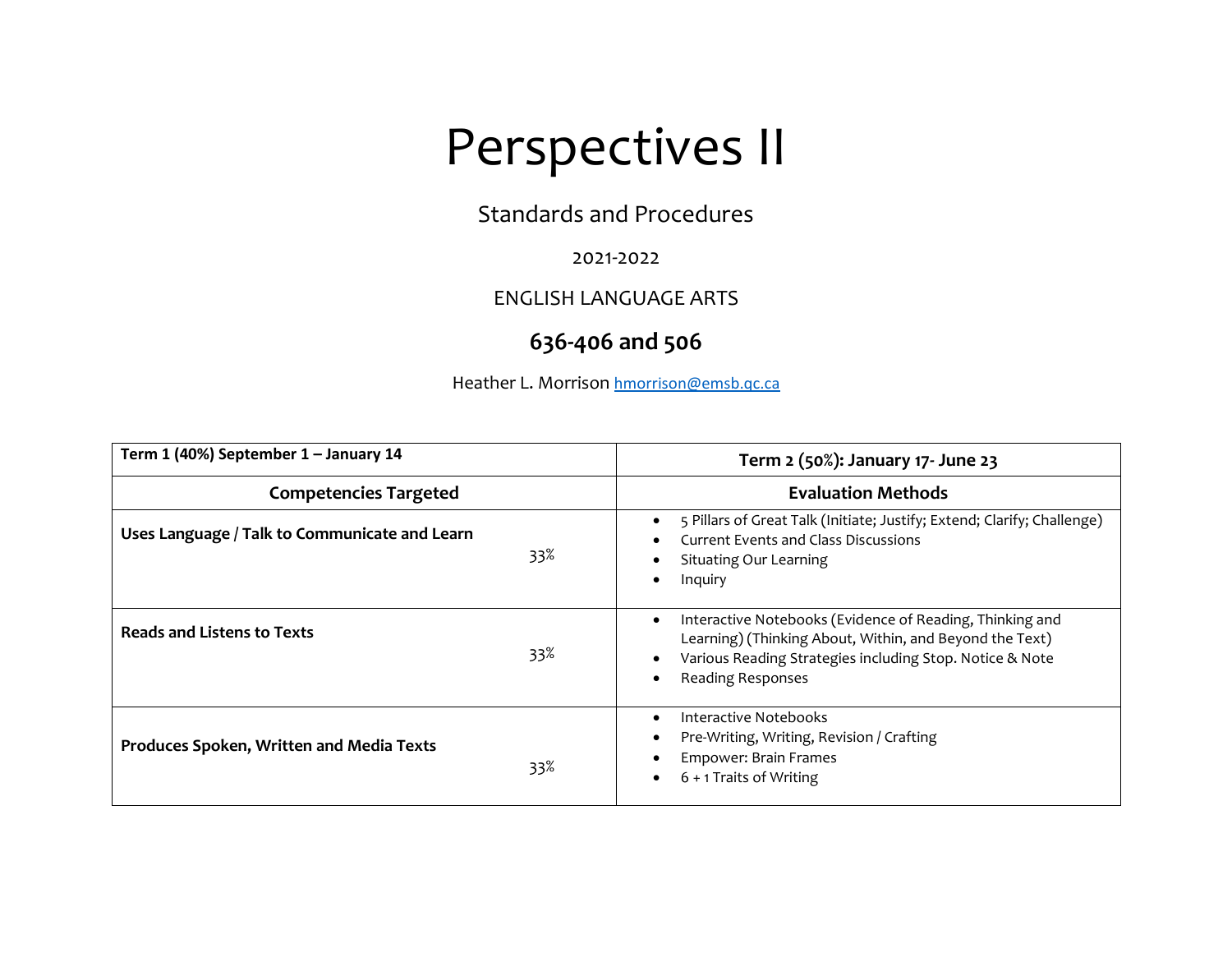# Perspectives II

Standards and Procedures

2021-2022

ENGLISH LANGUAGE ARTS

**636-406 and 506**

Heather L. Morrison hmorrison@emsb.qc.ca

| **Term 1 (40%) September 1 – January 14** | **Term 2 (50%): January 17- June 23** |
|---|---|
| **Competencies Targeted** | **Evaluation Methods** |
| **Uses Language / Talk to Communicate and Learn** 33% | • 5 Pillars of Great Talk (Initiate; Justify; Extend; Clarify; Challenge)<br>• Current Events and Class Discussions<br>• Situating Our Learning<br>• Inquiry |
| **Reads and Listens to Texts** 33% | • Interactive Notebooks (Evidence of Reading, Thinking and Learning) (Thinking About, Within, and Beyond the Text)<br>• Various Reading Strategies including Stop. Notice & Note<br>• Reading Responses |
| **Produces Spoken, Written and Media Texts** 33% | • Interactive Notebooks<br>• Pre-Writing, Writing, Revision / Crafting<br>• Empower: Brain Frames<br>• 6 + 1 Traits of Writing |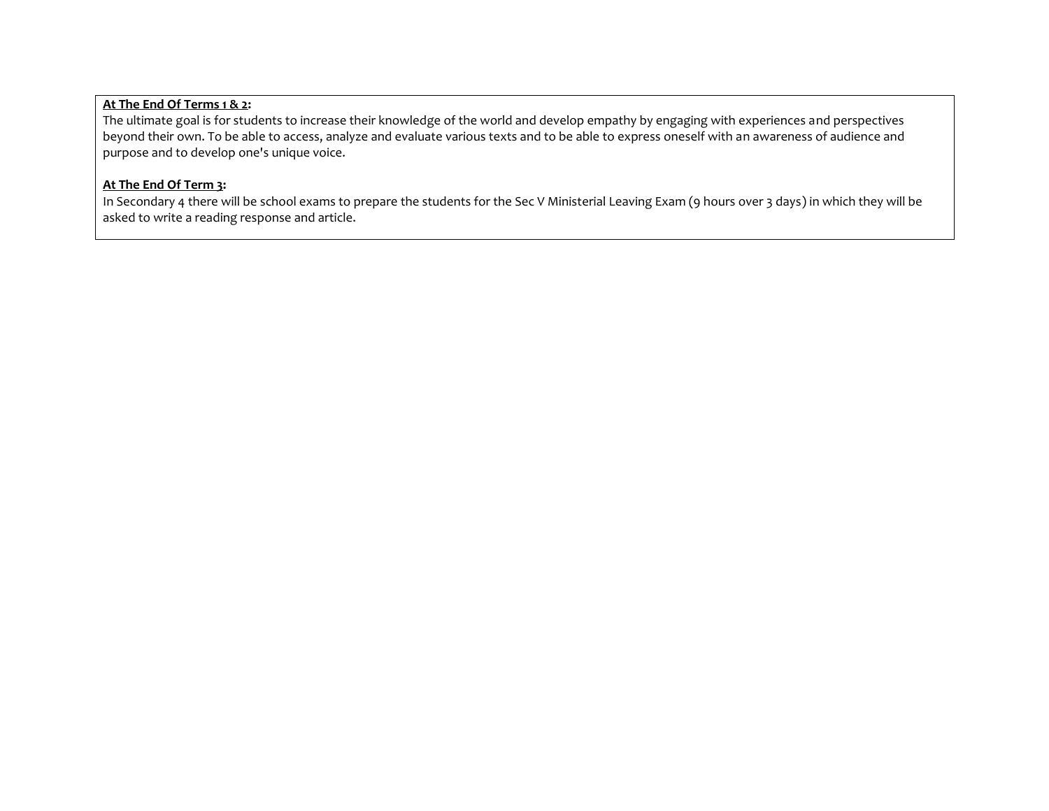**At The End Of Terms 1 & 2:**
The ultimate goal is for students to increase their knowledge of the world and develop empathy by engaging with experiences and perspectives beyond their own. To be able to access, analyze and evaluate various texts and to be able to express oneself with an awareness of audience and purpose and to develop one's unique voice.

**At The End Of Term 3:**
In Secondary 4 there will be school exams to prepare the students for the Sec V Ministerial Leaving Exam (9 hours over 3 days) in which they will be asked to write a reading response and article.